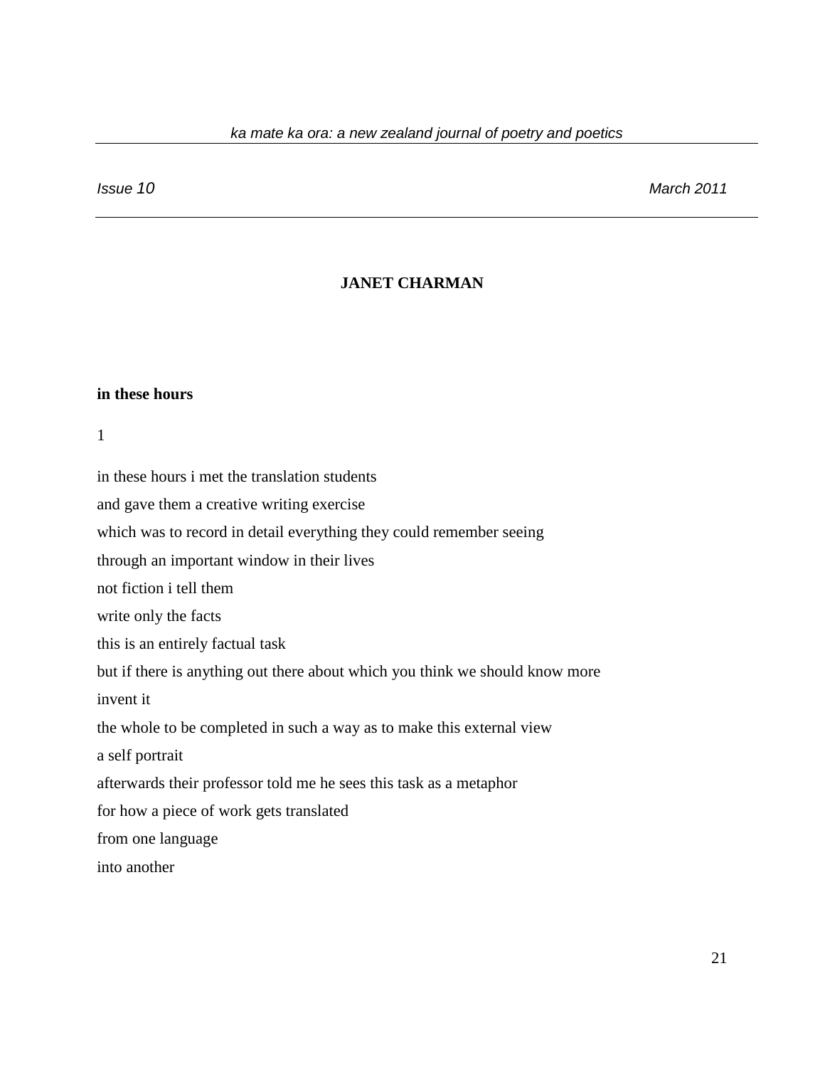# JANET CHARMAN

## in these hours

1

in these hours i met the translation students
and gave them a creative writing exercise
which was to record in detail everything they could remember seeing
through an important window in their lives
not fiction i tell them
write only the facts
this is an entirely factual task
but if there is anything out there about which you think we should know more
invent it
the whole to be completed in such a way as to make this external view
a self portrait
afterwards their professor told me he sees this task as a metaphor
for how a piece of work gets translated
from one language
into another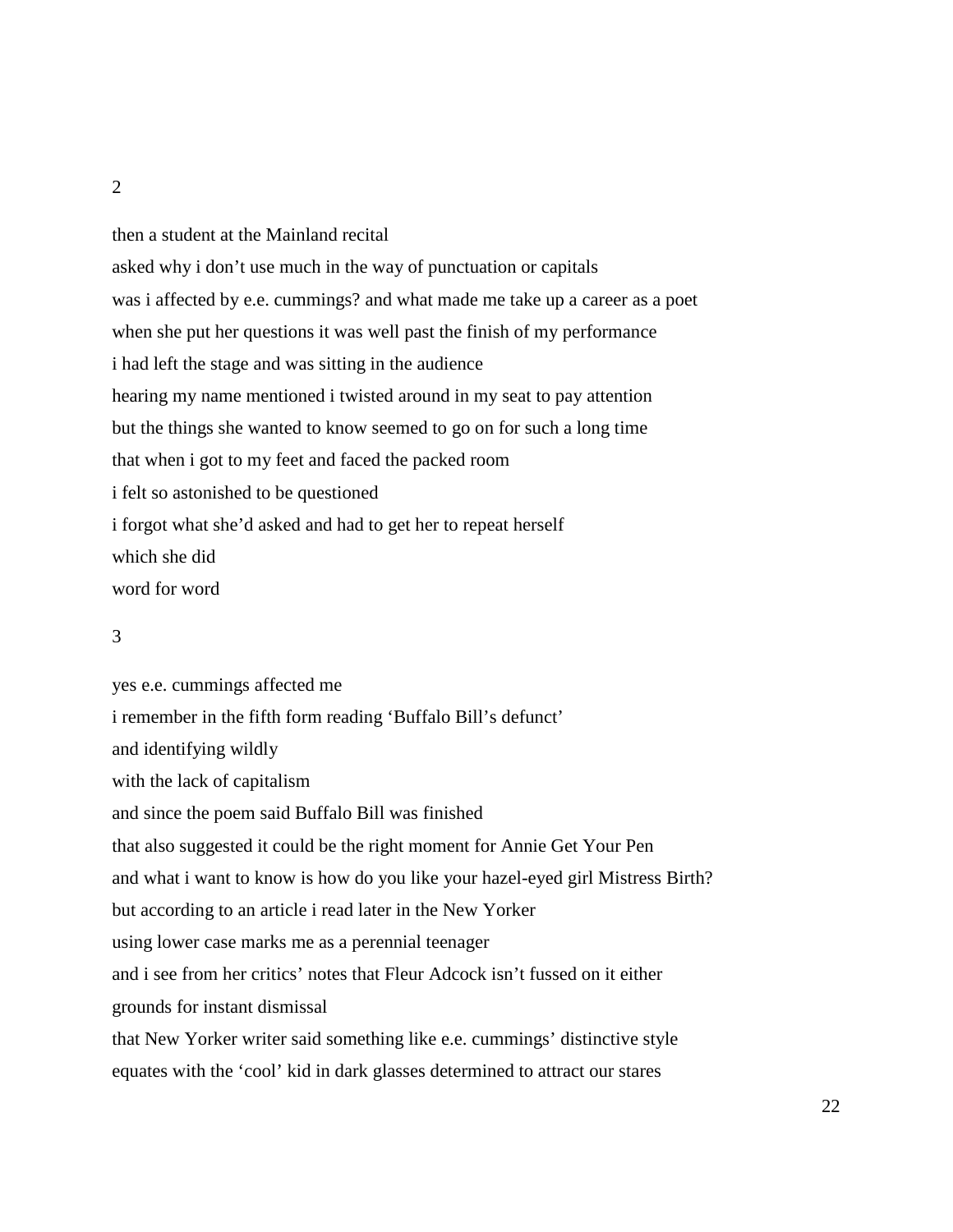2

then a student at the Mainland recital
asked why i don't use much in the way of punctuation or capitals
was i affected by e.e. cummings? and what made me take up a career as a poet
when she put her questions it was well past the finish of my performance
i had left the stage and was sitting in the audience
hearing my name mentioned i twisted around in my seat to pay attention
but the things she wanted to know seemed to go on for such a long time
that when i got to my feet and faced the packed room
i felt so astonished to be questioned
i forgot what she'd asked and had to get her to repeat herself
which she did
word for word

3

yes e.e. cummings affected me
i remember in the fifth form reading 'Buffalo Bill's defunct'
and identifying wildly
with the lack of capitalism
and since the poem said Buffalo Bill was finished
that also suggested it could be the right moment for Annie Get Your Pen
and what i want to know is how do you like your hazel-eyed girl Mistress Birth?
but according to an article i read later in the New Yorker
using lower case marks me as a perennial teenager
and i see from her critics' notes that Fleur Adcock isn't fussed on it either
grounds for instant dismissal
that New Yorker writer said something like e.e. cummings' distinctive style
equates with the 'cool' kid in dark glasses determined to attract our stares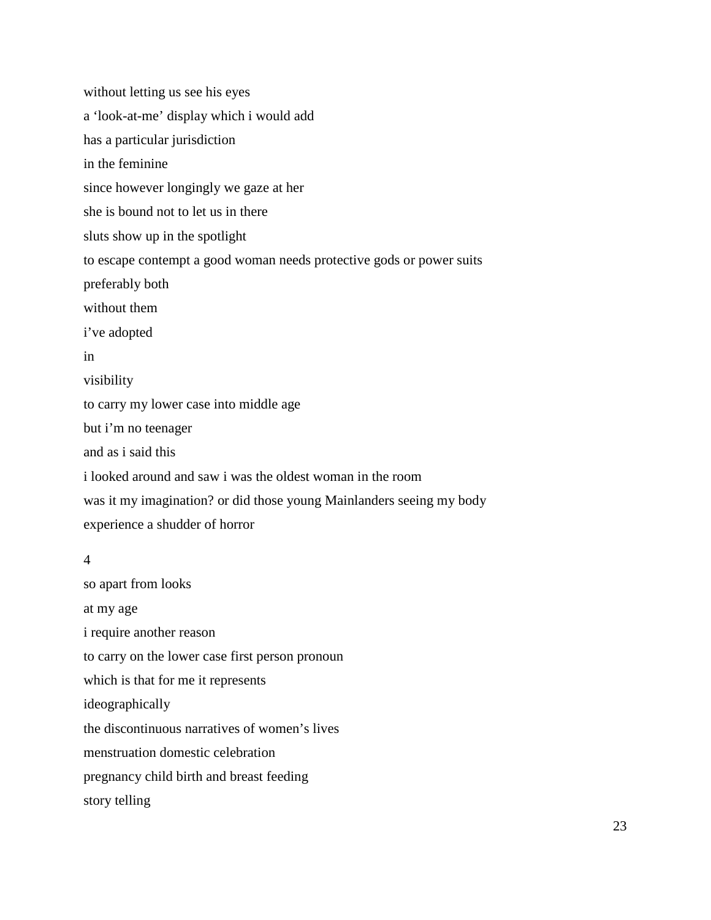without letting us see his eyes

a ‘look-at-me’ display which i would add

has a particular jurisdiction

in the feminine

since however longingly we gaze at her

she is bound not to let us in there

sluts show up in the spotlight

to escape contempt a good woman needs protective gods or power suits

preferably both

without them

i’ve adopted

in

visibility

to carry my lower case into middle age

but i’m no teenager

and as i said this

i looked around and saw i was the oldest woman in the room

was it my imagination? or did those young Mainlanders seeing my body

experience a shudder of horror

4

so apart from looks

at my age

i require another reason

to carry on the lower case first person pronoun

which is that for me it represents

ideographically

the discontinuous narratives of women’s lives

menstruation domestic celebration

pregnancy child birth and breast feeding

story telling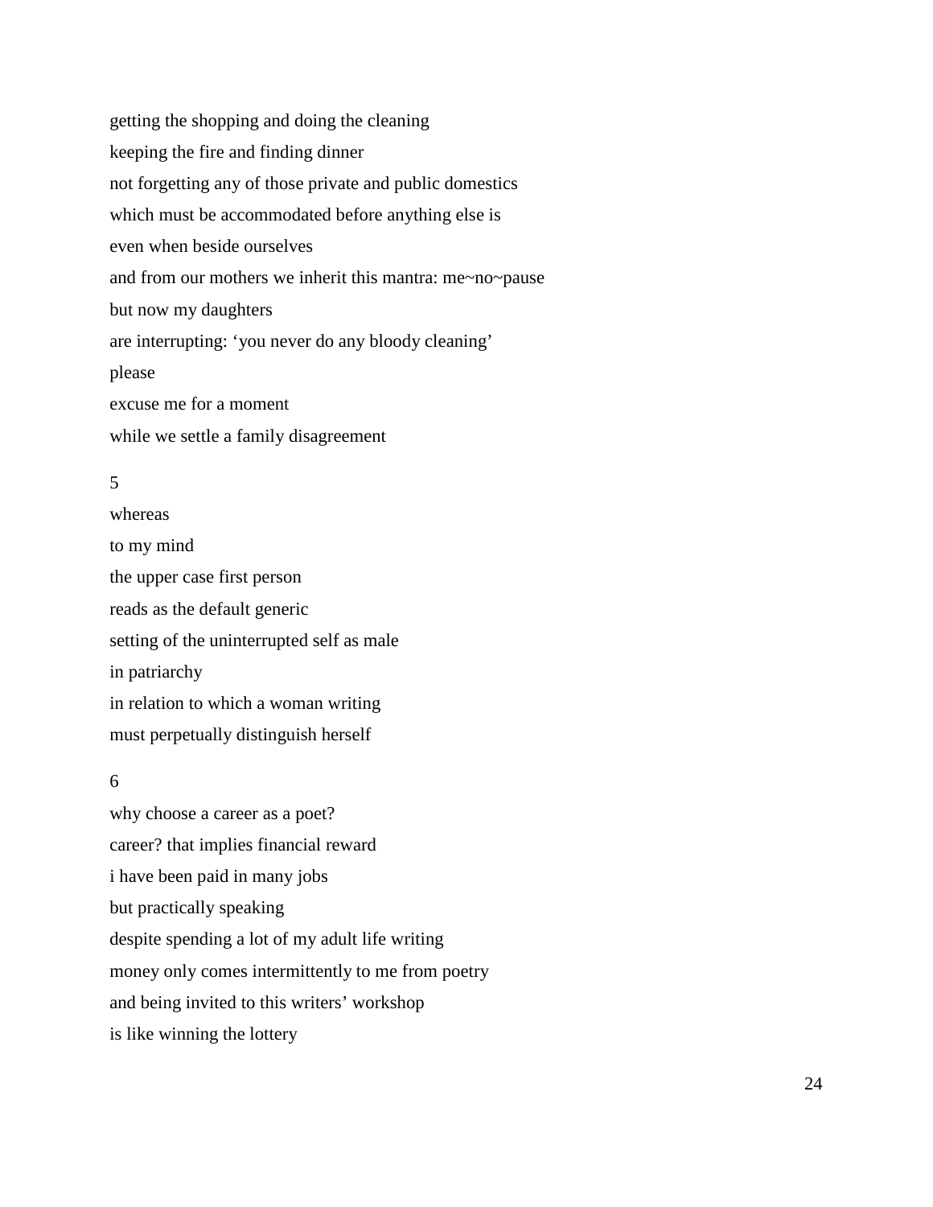getting the shopping and doing the cleaning

keeping the fire and finding dinner

not forgetting any of those private and public domestics

which must be accommodated before anything else is

even when beside ourselves

and from our mothers we inherit this mantra: me~no~pause

but now my daughters

are interrupting: ‘you never do any bloody cleaning’

please

excuse me for a moment

while we settle a family disagreement

5

whereas

to my mind

the upper case first person

reads as the default generic

setting of the uninterrupted self as male

in patriarchy

in relation to which a woman writing

must perpetually distinguish herself

6

why choose a career as a poet?

career? that implies financial reward

i have been paid in many jobs

but practically speaking

despite spending a lot of my adult life writing

money only comes intermittently to me from poetry

and being invited to this writers’ workshop

is like winning the lottery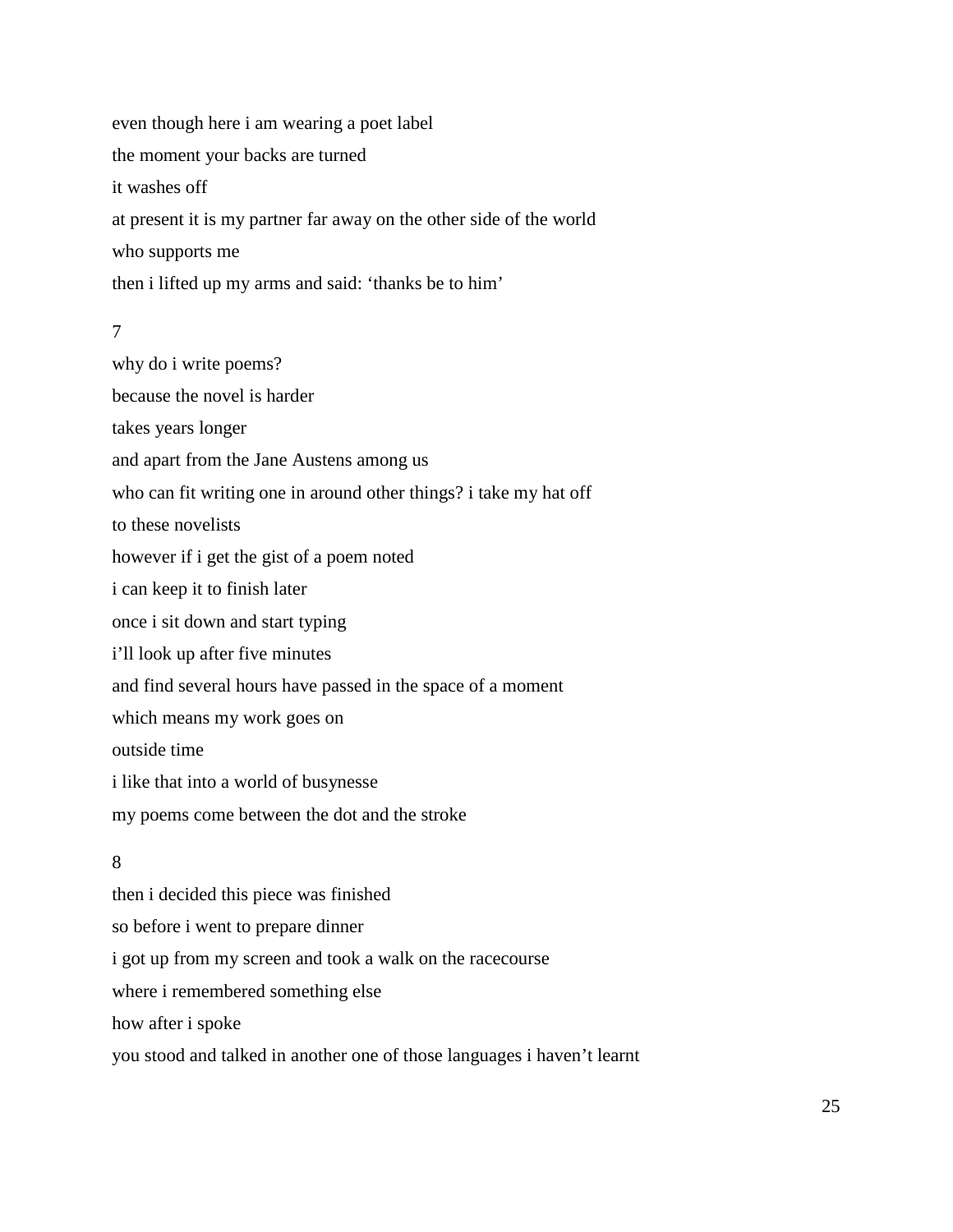even though here i am wearing a poet label
the moment your backs are turned
it washes off
at present it is my partner far away on the other side of the world
who supports me
then i lifted up my arms and said: 'thanks be to him'

7

why do i write poems?
because the novel is harder
takes years longer
and apart from the Jane Austens among us
who can fit writing one in around other things? i take my hat off
to these novelists
however if i get the gist of a poem noted
i can keep it to finish later
once i sit down and start typing
i'll look up after five minutes
and find several hours have passed in the space of a moment
which means my work goes on
outside time
i like that into a world of busynesse
my poems come between the dot and the stroke

8

then i decided this piece was finished
so before i went to prepare dinner
i got up from my screen and took a walk on the racecourse
where i remembered something else
how after i spoke
you stood and talked in another one of those languages i haven't learnt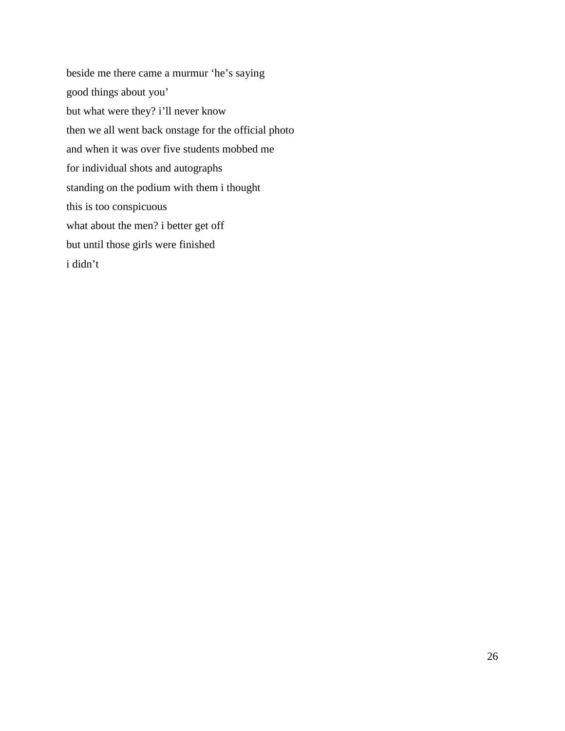beside me there came a murmur ‘he’s saying  
good things about you’  
but what were they? i’ll never know  
then we all went back onstage for the official photo  
and when it was over five students mobbed me  
for individual shots and autographs  
standing on the podium with them i thought  
this is too conspicuous  
what about the men? i better get off  
but until those girls were finished  
i didn’t